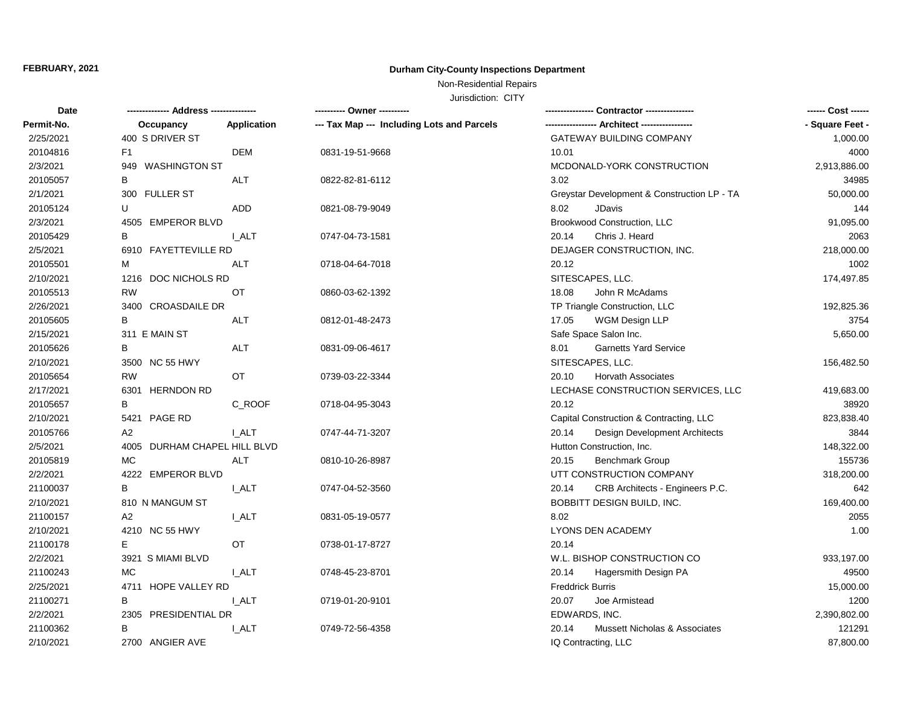**FEBRUARY, 2021**

# Durham City-County Inspections Department

Non-Residential Repairs

Jurisdiction: CITY

| Date | ------------- Address -------------- | | ---------- Owner ---------- | --------------- Contractor --------------- | ------ Cost ------ |
|---|---|---|---|---|---|
| Permit-No. | Occupancy | Application | --- Tax Map --- Including Lots and Parcels | ---------------- Architect ---------------- | - Square Feet - |
| 2/25/2021 | 400 S DRIVER ST | | | GATEWAY BUILDING COMPANY | 1,000.00 |
| 20104816 | F1 | DEM | 0831-19-51-9668 | 10.01 | 4000 |
| 2/3/2021 | 949 WASHINGTON ST | | | MCDONALD-YORK CONSTRUCTION | 2,913,886.00 |
| 20105057 | B | ALT | 0822-82-81-6112 | 3.02 | 34985 |
| 2/1/2021 | 300 FULLER ST | | | Greystar Development & Construction LP - TA | 50,000.00 |
| 20105124 | U | ADD | 0821-08-79-9049 | 8.02 JDavis | 144 |
| 2/3/2021 | 4505 EMPEROR BLVD | | | Brookwood Construction, LLC | 91,095.00 |
| 20105429 | B | I_ALT | 0747-04-73-1581 | 20.14 Chris J. Heard | 2063 |
| 2/5/2021 | 6910 FAYETTEVILLE RD | | | DEJAGER CONSTRUCTION, INC. | 218,000.00 |
| 20105501 | M | ALT | 0718-04-64-7018 | 20.12 | 1002 |
| 2/10/2021 | 1216 DOC NICHOLS RD | | | SITESCAPES, LLC. | 174,497.85 |
| 20105513 | RW | OT | 0860-03-62-1392 | 18.08 John R McAdams | |
| 2/26/2021 | 3400 CROASDAILE DR | | | TP Triangle Construction, LLC | 192,825.36 |
| 20105605 | B | ALT | 0812-01-48-2473 | 17.05 WGM Design LLP | 3754 |
| 2/15/2021 | 311 E MAIN ST | | | Safe Space Salon Inc. | 5,650.00 |
| 20105626 | B | ALT | 0831-09-06-4617 | 8.01 Garnetts Yard Service | |
| 2/10/2021 | 3500 NC 55 HWY | | | SITESCAPES, LLC. | 156,482.50 |
| 20105654 | RW | OT | 0739-03-22-3344 | 20.10 Horvath Associates | |
| 2/17/2021 | 6301 HERNDON RD | | | LECHASE CONSTRUCTION SERVICES, LLC | 419,683.00 |
| 20105657 | B | C_ROOF | 0718-04-95-3043 | 20.12 | 38920 |
| 2/10/2021 | 5421 PAGE RD | | | Capital Construction & Contracting, LLC | 823,838.40 |
| 20105766 | A2 | I_ALT | 0747-44-71-3207 | 20.14 Design Development Architects | 3844 |
| 2/5/2021 | 4005 DURHAM CHAPEL HILL BLVD | | | Hutton Construction, Inc. | 148,322.00 |
| 20105819 | MC | ALT | 0810-10-26-8987 | 20.15 Benchmark Group | 155736 |
| 2/2/2021 | 4222 EMPEROR BLVD | | | UTT CONSTRUCTION COMPANY | 318,200.00 |
| 21100037 | B | I_ALT | 0747-04-52-3560 | 20.14 CRB Architects - Engineers P.C. | 642 |
| 2/10/2021 | 810 N MANGUM ST | | | BOBBITT DESIGN BUILD, INC. | 169,400.00 |
| 21100157 | A2 | I_ALT | 0831-05-19-0577 | 8.02 | 2055 |
| 2/10/2021 | 4210 NC 55 HWY | | | LYONS DEN ACADEMY | 1.00 |
| 21100178 | E | OT | 0738-01-17-8727 | 20.14 | |
| 2/2/2021 | 3921 S MIAMI BLVD | | | W.L. BISHOP CONSTRUCTION CO | 933,197.00 |
| 21100243 | MC | I_ALT | 0748-45-23-8701 | 20.14 Hagersmith Design PA | 49500 |
| 2/25/2021 | 4711 HOPE VALLEY RD | | | Freddrick Burris | 15,000.00 |
| 21100271 | B | I_ALT | 0719-01-20-9101 | 20.07 Joe Armistead | 1200 |
| 2/2/2021 | 2305 PRESIDENTIAL DR | | | EDWARDS, INC. | 2,390,802.00 |
| 21100362 | B | I_ALT | 0749-72-56-4358 | 20.14 Mussett Nicholas & Associates | 121291 |
| 2/10/2021 | 2700 ANGIER AVE | | | IQ Contracting, LLC | 87,800.00 |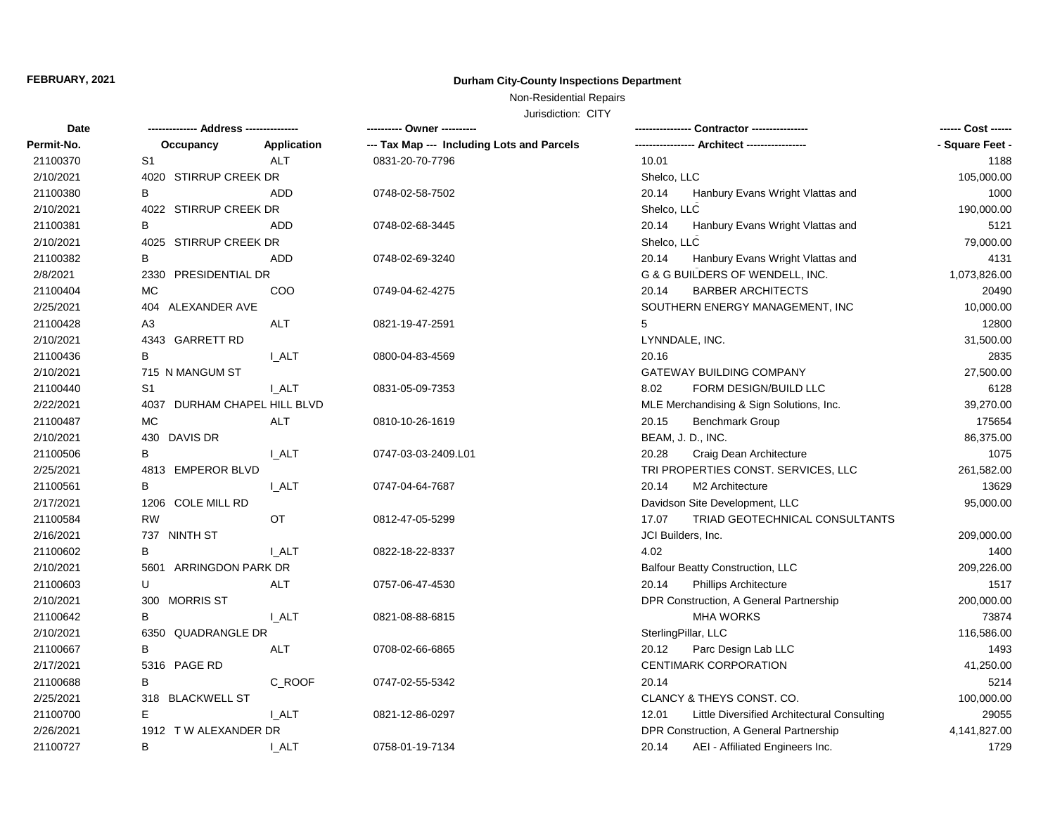**FEBRUARY, 2021**

# Durham City-County Inspections Department

Non-Residential Repairs

Jurisdiction: CITY

| Date / Permit-No. | Address / Occupancy | Application | Owner / Tax Map --- Including Lots and Parcels | Contractor / Architect | Cost / Square Feet |
|---|---|---|---|---|---|
| 21100370 | S1 | ALT | 0831-20-70-7796 | 10.01 | 1188 |
| 2/10/2021 | 4020 STIRRUP CREEK DR | | | Shelco, LLC | 105,000.00 |
| 21100380 | B | ADD | 0748-02-58-7502 | 20.14 Hanbury Evans Wright Vlattas and | 1000 |
| 2/10/2021 | 4022 STIRRUP CREEK DR | | | Shelco, LLC | 190,000.00 |
| 21100381 | B | ADD | 0748-02-68-3445 | 20.14 Hanbury Evans Wright Vlattas and | 5121 |
| 2/10/2021 | 4025 STIRRUP CREEK DR | | | Shelco, LLC | 79,000.00 |
| 21100382 | B | ADD | 0748-02-69-3240 | 20.14 Hanbury Evans Wright Vlattas and | 4131 |
| 2/8/2021 | 2330 PRESIDENTIAL DR | | | G & G BUILDERS OF WENDELL, INC. | 1,073,826.00 |
| 21100404 | MC | COO | 0749-04-62-4275 | 20.14 BARBER ARCHITECTS | 20490 |
| 2/25/2021 | 404 ALEXANDER AVE | | | SOUTHERN ENERGY MANAGEMENT, INC | 10,000.00 |
| 21100428 | A3 | ALT | 0821-19-47-2591 | 5 | 12800 |
| 2/10/2021 | 4343 GARRETT RD | | | LYNNDALE, INC. | 31,500.00 |
| 21100436 | B | I_ALT | 0800-04-83-4569 | 20.16 | 2835 |
| 2/10/2021 | 715 N MANGUM ST | | | GATEWAY BUILDING COMPANY | 27,500.00 |
| 21100440 | S1 | I_ALT | 0831-05-09-7353 | 8.02 FORM DESIGN/BUILD LLC | 6128 |
| 2/22/2021 | 4037 DURHAM CHAPEL HILL BLVD | | | MLE Merchandising & Sign Solutions, Inc. | 39,270.00 |
| 21100487 | MC | ALT | 0810-10-26-1619 | 20.15 Benchmark Group | 175654 |
| 2/10/2021 | 430 DAVIS DR | | | BEAM, J. D., INC. | 86,375.00 |
| 21100506 | B | I_ALT | 0747-03-03-2409.L01 | 20.28 Craig Dean Architecture | 1075 |
| 2/25/2021 | 4813 EMPEROR BLVD | | | TRI PROPERTIES CONST. SERVICES, LLC | 261,582.00 |
| 21100561 | B | I_ALT | 0747-04-64-7687 | 20.14 M2 Architecture | 13629 |
| 2/17/2021 | 1206 COLE MILL RD | | | Davidson Site Development, LLC | 95,000.00 |
| 21100584 | RW | OT | 0812-47-05-5299 | 17.07 TRIAD GEOTECHNICAL CONSULTANTS | |
| 2/16/2021 | 737 NINTH ST | | | JCI Builders, Inc. | 209,000.00 |
| 21100602 | B | I_ALT | 0822-18-22-8337 | 4.02 | 1400 |
| 2/10/2021 | 5601 ARRINGDON PARK DR | | | Balfour Beatty Construction, LLC | 209,226.00 |
| 21100603 | U | ALT | 0757-06-47-4530 | 20.14 Phillips Architecture | 1517 |
| 2/10/2021 | 300 MORRIS ST | | | DPR Construction, A General Partnership | 200,000.00 |
| 21100642 | B | I_ALT | 0821-08-88-6815 | MHA WORKS | 73874 |
| 2/10/2021 | 6350 QUADRANGLE DR | | | SterlingPillar, LLC | 116,586.00 |
| 21100667 | B | ALT | 0708-02-66-6865 | 20.12 Parc Design Lab LLC | 1493 |
| 2/17/2021 | 5316 PAGE RD | | | CENTIMARK CORPORATION | 41,250.00 |
| 21100688 | B | C_ROOF | 0747-02-55-5342 | 20.14 | 5214 |
| 2/25/2021 | 318 BLACKWELL ST | | | CLANCY & THEYS CONST. CO. | 100,000.00 |
| 21100700 | E | I_ALT | 0821-12-86-0297 | 12.01 Little Diversified Architectural Consulting | 29055 |
| 2/26/2021 | 1912 T W ALEXANDER DR | | | DPR Construction, A General Partnership | 4,141,827.00 |
| 21100727 | B | I_ALT | 0758-01-19-7134 | 20.14 AEI - Affiliated Engineers Inc. | 1729 |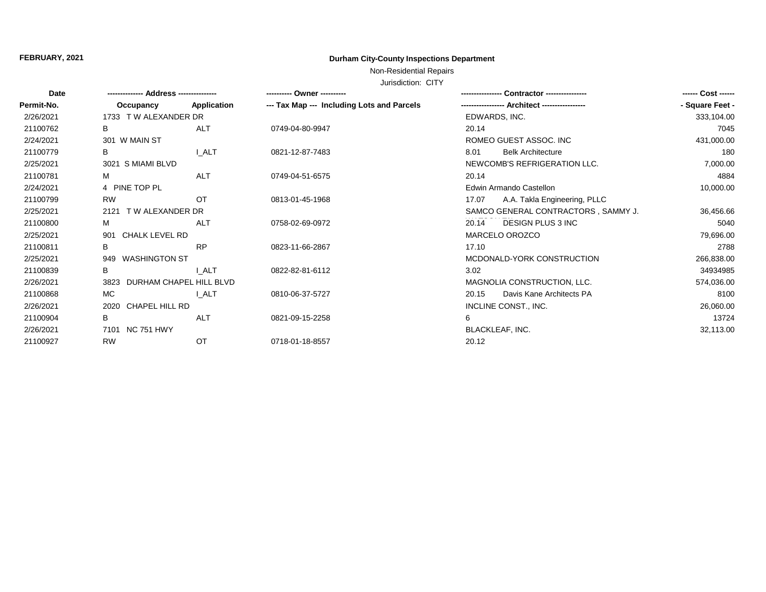**FEBRUARY, 2021**

**Durham City-County Inspections Department**

Non-Residential Repairs

Jurisdiction: CITY

| Date<br>Permit-No. | Address<br>Occupancy | Application | Owner<br>Tax Map --- Including Lots and Parcels | Contractor<br>Architect | Cost<br>Square Feet |
|---|---|---|---|---|---|
| 2/26/2021<br>21100762 | 1733 T W ALEXANDER DR<br>B | ALT | 0749-04-80-9947 | EDWARDS, INC.<br>20.14 | 333,104.00<br>7045 |
| 2/24/2021<br>21100779 | 301 W MAIN ST<br>B | I_ALT | 0821-12-87-7483 | ROMEO GUEST ASSOC. INC<br>8.01 Belk Architecture | 431,000.00<br>180 |
| 2/25/2021<br>21100781 | 3021 S MIAMI BLVD<br>M | ALT | 0749-04-51-6575 | NEWCOMB'S REFRIGERATION LLC.<br>20.14 | 7,000.00<br>4884 |
| 2/24/2021<br>21100799 | 4 PINE TOP PL<br>RW | OT | 0813-01-45-1968 | Edwin Armando Castellon<br>17.07 A.A. Takla Engineering, PLLC | 10,000.00 |
| 2/25/2021<br>21100800 | 2121 T W ALEXANDER DR<br>M | ALT | 0758-02-69-0972 | SAMCO GENERAL CONTRACTORS , SAMMY J.<br>20.14 DESIGN PLUS 3 INC | 36,456.66<br>5040 |
| 2/25/2021<br>21100811 | 901 CHALK LEVEL RD<br>B | RP | 0823-11-66-2867 | MARCELO OROZCO<br>17.10 | 79,696.00<br>2788 |
| 2/25/2021<br>21100839 | 949 WASHINGTON ST<br>B | I_ALT | 0822-82-81-6112 | MCDONALD-YORK CONSTRUCTION<br>3.02 | 266,838.00<br>34934985 |
| 2/26/2021<br>21100868 | 3823 DURHAM CHAPEL HILL BLVD<br>MC | I_ALT | 0810-06-37-5727 | MAGNOLIA CONSTRUCTION, LLC.<br>20.15 Davis Kane Architects PA | 574,036.00<br>8100 |
| 2/26/2021<br>21100904 | 2020 CHAPEL HILL RD<br>B | ALT | 0821-09-15-2258 | INCLINE CONST., INC.<br>6 | 26,060.00<br>13724 |
| 2/26/2021<br>21100927 | 7101 NC 751 HWY<br>RW | OT | 0718-01-18-8557 | BLACKLEAF, INC.<br>20.12 | 32,113.00 |